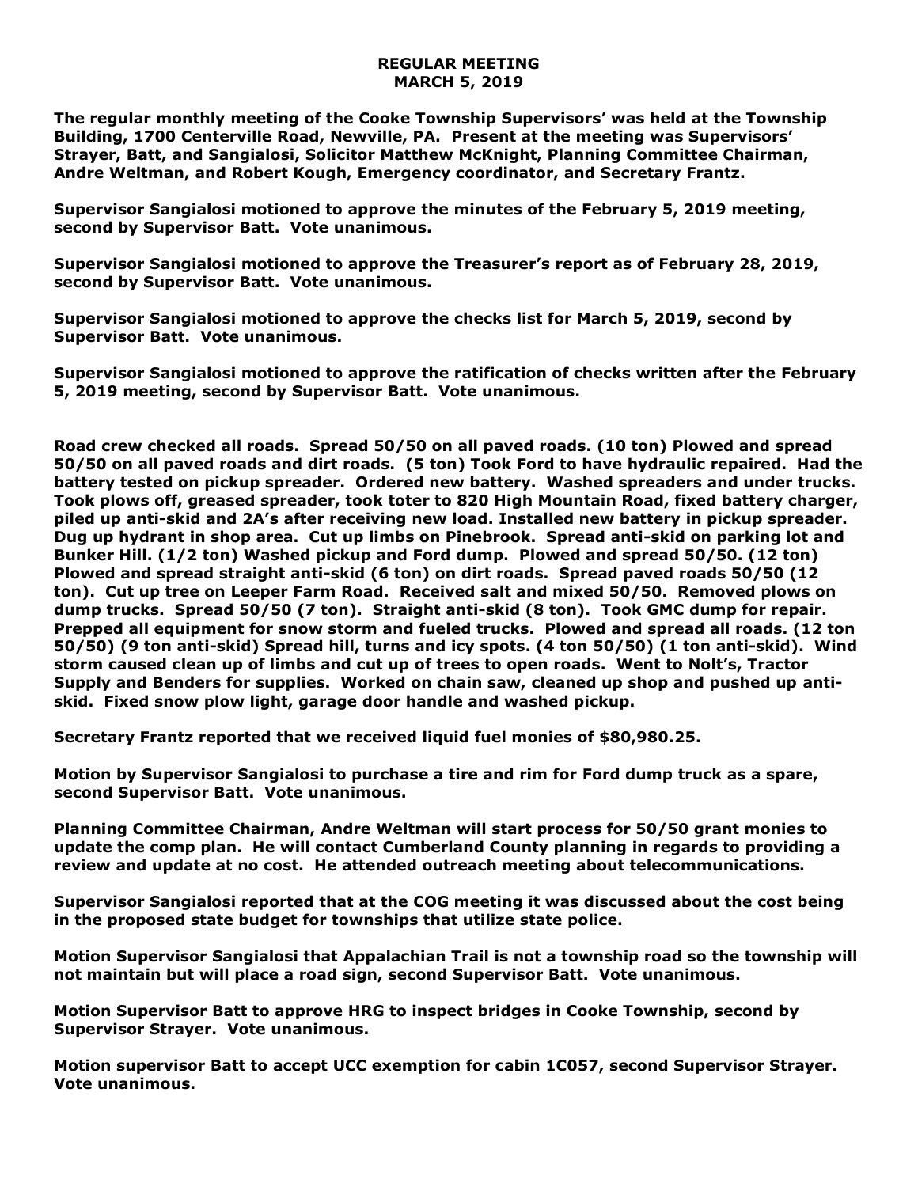**REGULAR MEETING**
**MARCH 5, 2019**

**The regular monthly meeting of the Cooke Township Supervisors' was held at the Township Building, 1700 Centerville Road, Newville, PA. Present at the meeting was Supervisors' Strayer, Batt, and Sangialosi, Solicitor Matthew McKnight, Planning Committee Chairman, Andre Weltman, and Robert Kough, Emergency coordinator, and Secretary Frantz.**

**Supervisor Sangialosi motioned to approve the minutes of the February 5, 2019 meeting, second by Supervisor Batt. Vote unanimous.**

**Supervisor Sangialosi motioned to approve the Treasurer's report as of February 28, 2019, second by Supervisor Batt. Vote unanimous.**

**Supervisor Sangialosi motioned to approve the checks list for March 5, 2019, second by Supervisor Batt. Vote unanimous.**

**Supervisor Sangialosi motioned to approve the ratification of checks written after the February 5, 2019 meeting, second by Supervisor Batt. Vote unanimous.**

**Road crew checked all roads. Spread 50/50 on all paved roads. (10 ton) Plowed and spread 50/50 on all paved roads and dirt roads. (5 ton) Took Ford to have hydraulic repaired. Had the battery tested on pickup spreader. Ordered new battery. Washed spreaders and under trucks. Took plows off, greased spreader, took toter to 820 High Mountain Road, fixed battery charger, piled up anti-skid and 2A's after receiving new load. Installed new battery in pickup spreader. Dug up hydrant in shop area. Cut up limbs on Pinebrook. Spread anti-skid on parking lot and Bunker Hill. (1/2 ton) Washed pickup and Ford dump. Plowed and spread 50/50. (12 ton) Plowed and spread straight anti-skid (6 ton) on dirt roads. Spread paved roads 50/50 (12 ton). Cut up tree on Leeper Farm Road. Received salt and mixed 50/50. Removed plows on dump trucks. Spread 50/50 (7 ton). Straight anti-skid (8 ton). Took GMC dump for repair. Prepped all equipment for snow storm and fueled trucks. Plowed and spread all roads. (12 ton 50/50) (9 ton anti-skid) Spread hill, turns and icy spots. (4 ton 50/50) (1 ton anti-skid). Wind storm caused clean up of limbs and cut up of trees to open roads. Went to Nolt's, Tractor Supply and Benders for supplies. Worked on chain saw, cleaned up shop and pushed up anti-skid. Fixed snow plow light, garage door handle and washed pickup.**

**Secretary Frantz reported that we received liquid fuel monies of $80,980.25.**

**Motion by Supervisor Sangialosi to purchase a tire and rim for Ford dump truck as a spare, second Supervisor Batt. Vote unanimous.**

**Planning Committee Chairman, Andre Weltman will start process for 50/50 grant monies to update the comp plan. He will contact Cumberland County planning in regards to providing a review and update at no cost. He attended outreach meeting about telecommunications.**

**Supervisor Sangialosi reported that at the COG meeting it was discussed about the cost being in the proposed state budget for townships that utilize state police.**

**Motion Supervisor Sangialosi that Appalachian Trail is not a township road so the township will not maintain but will place a road sign, second Supervisor Batt. Vote unanimous.**

**Motion Supervisor Batt to approve HRG to inspect bridges in Cooke Township, second by Supervisor Strayer. Vote unanimous.**

**Motion supervisor Batt to accept UCC exemption for cabin 1C057, second Supervisor Strayer. Vote unanimous.**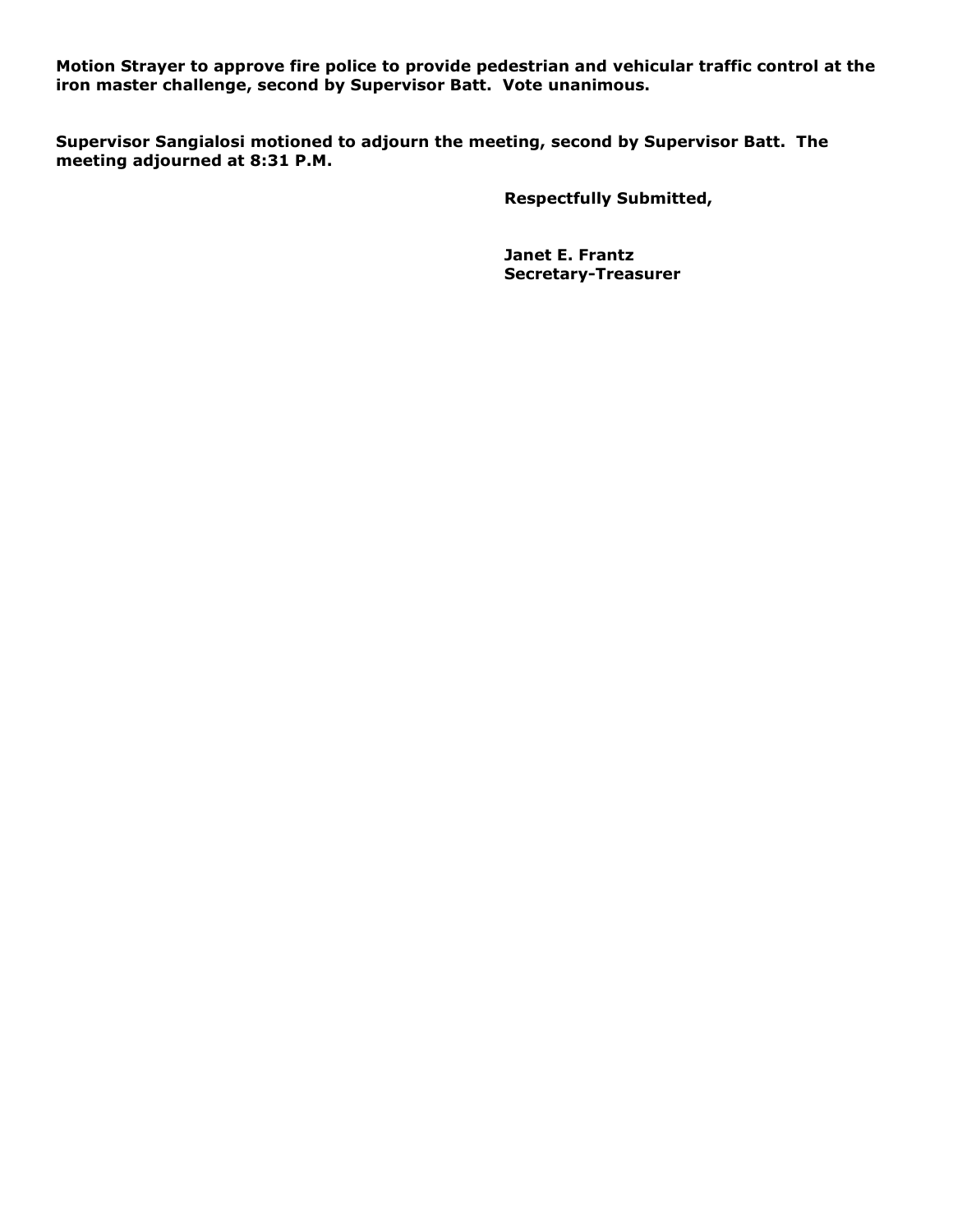**Motion Strayer to approve fire police to provide pedestrian and vehicular traffic control at the iron master challenge, second by Supervisor Batt. Vote unanimous.**

**Supervisor Sangialosi motioned to adjourn the meeting, second by Supervisor Batt. The meeting adjourned at 8:31 P.M.**

**Respectfully Submitted,**

**Janet E. Frantz**
**Secretary-Treasurer**